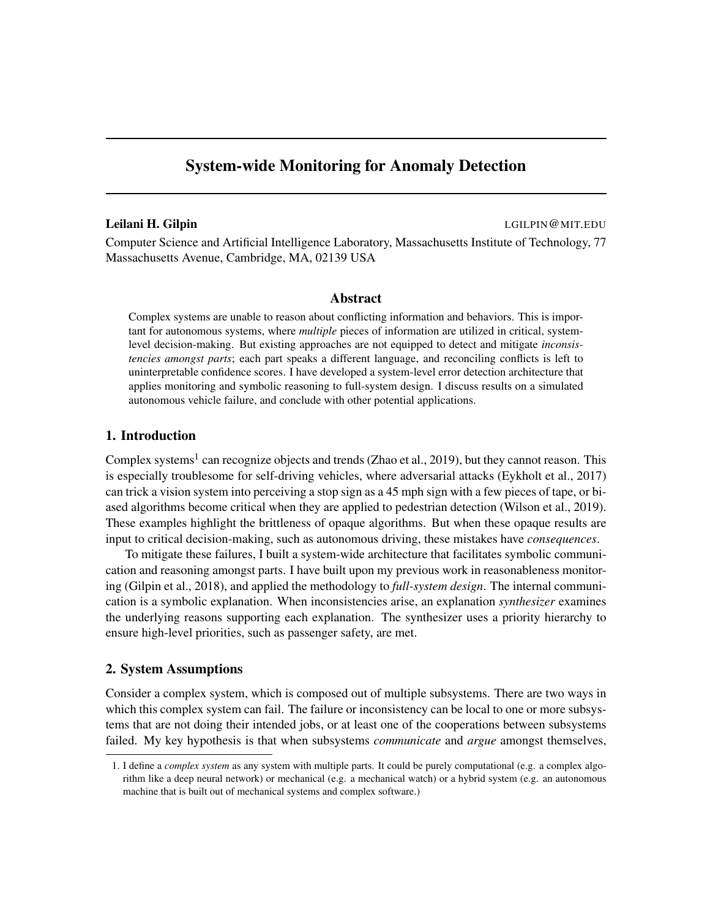# System-wide Monitoring for Anomaly Detection

**Leilani H. Gilpin** LGILPIN@MIT.EDU

Computer Science and Artificial Intelligence Laboratory, Massachusetts Institute of Technology, 77 Massachusetts Avenue, Cambridge, MA, 02139 USA

## Abstract

Complex systems are unable to reason about conflicting information and behaviors. This is important for autonomous systems, where *multiple* pieces of information are utilized in critical, system-level decision-making. But existing approaches are not equipped to detect and mitigate *inconsistencies amongst parts*; each part speaks a different language, and reconciling conflicts is left to uninterpretable confidence scores. I have developed a system-level error detection architecture that applies monitoring and symbolic reasoning to full-system design. I discuss results on a simulated autonomous vehicle failure, and conclude with other potential applications.

## 1. Introduction

Complex systems[1] can recognize objects and trends (Zhao et al., 2019), but they cannot reason. This is especially troublesome for self-driving vehicles, where adversarial attacks (Eykholt et al., 2017) can trick a vision system into perceiving a stop sign as a 45 mph sign with a few pieces of tape, or biased algorithms become critical when they are applied to pedestrian detection (Wilson et al., 2019). These examples highlight the brittleness of opaque algorithms. But when these opaque results are input to critical decision-making, such as autonomous driving, these mistakes have *consequences*.

To mitigate these failures, I built a system-wide architecture that facilitates symbolic communication and reasoning amongst parts. I have built upon my previous work in reasonableness monitoring (Gilpin et al., 2018), and applied the methodology to *full-system design*. The internal communication is a symbolic explanation. When inconsistencies arise, an explanation *synthesizer* examines the underlying reasons supporting each explanation. The synthesizer uses a priority hierarchy to ensure high-level priorities, such as passenger safety, are met.

## 2. System Assumptions

Consider a complex system, which is composed out of multiple subsystems. There are two ways in which this complex system can fail. The failure or inconsistency can be local to one or more subsystems that are not doing their intended jobs, or at least one of the cooperations between subsystems failed. My key hypothesis is that when subsystems *communicate* and *argue* amongst themselves,

1. I define a *complex system* as any system with multiple parts. It could be purely computational (e.g. a complex algorithm like a deep neural network) or mechanical (e.g. a mechanical watch) or a hybrid system (e.g. an autonomous machine that is built out of mechanical systems and complex software.)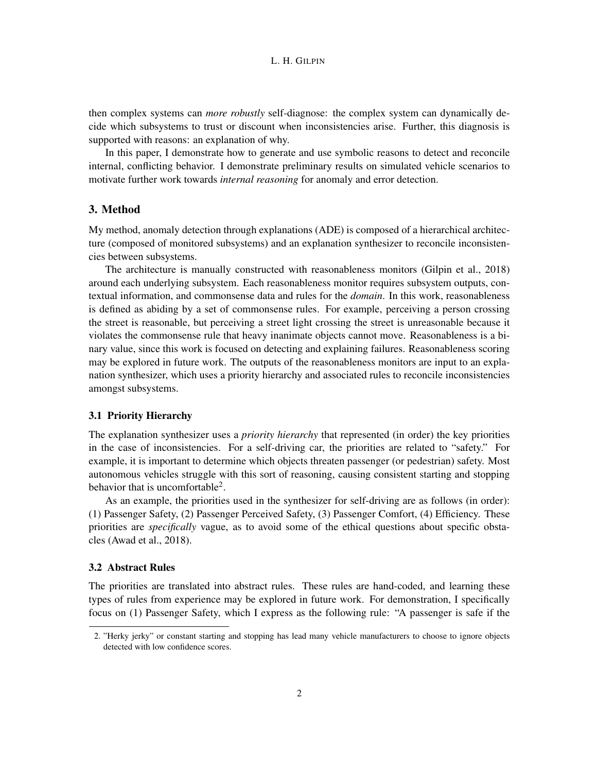then complex systems can *more robustly* self-diagnose: the complex system can dynamically decide which subsystems to trust or discount when inconsistencies arise. Further, this diagnosis is supported with reasons: an explanation of why.

In this paper, I demonstrate how to generate and use symbolic reasons to detect and reconcile internal, conflicting behavior. I demonstrate preliminary results on simulated vehicle scenarios to motivate further work towards *internal reasoning* for anomaly and error detection.

## 3. Method

My method, anomaly detection through explanations (ADE) is composed of a hierarchical architecture (composed of monitored subsystems) and an explanation synthesizer to reconcile inconsistencies between subsystems.

The architecture is manually constructed with reasonableness monitors (Gilpin et al., 2018) around each underlying subsystem. Each reasonableness monitor requires subsystem outputs, contextual information, and commonsense data and rules for the *domain*. In this work, reasonableness is defined as abiding by a set of commonsense rules. For example, perceiving a person crossing the street is reasonable, but perceiving a street light crossing the street is unreasonable because it violates the commonsense rule that heavy inanimate objects cannot move. Reasonableness is a binary value, since this work is focused on detecting and explaining failures. Reasonableness scoring may be explored in future work. The outputs of the reasonableness monitors are input to an explanation synthesizer, which uses a priority hierarchy and associated rules to reconcile inconsistencies amongst subsystems.

### 3.1 Priority Hierarchy

The explanation synthesizer uses a *priority hierarchy* that represented (in order) the key priorities in the case of inconsistencies. For a self-driving car, the priorities are related to "safety." For example, it is important to determine which objects threaten passenger (or pedestrian) safety. Most autonomous vehicles struggle with this sort of reasoning, causing consistent starting and stopping behavior that is uncomfortable[2].

As an example, the priorities used in the synthesizer for self-driving are as follows (in order): (1) Passenger Safety, (2) Passenger Perceived Safety, (3) Passenger Comfort, (4) Efficiency. These priorities are *specifically* vague, as to avoid some of the ethical questions about specific obstacles (Awad et al., 2018).

### 3.2 Abstract Rules

The priorities are translated into abstract rules. These rules are hand-coded, and learning these types of rules from experience may be explored in future work. For demonstration, I specifically focus on (1) Passenger Safety, which I express as the following rule: "A passenger is safe if the

2. "Herky jerky" or constant starting and stopping has lead many vehicle manufacturers to choose to ignore objects detected with low confidence scores.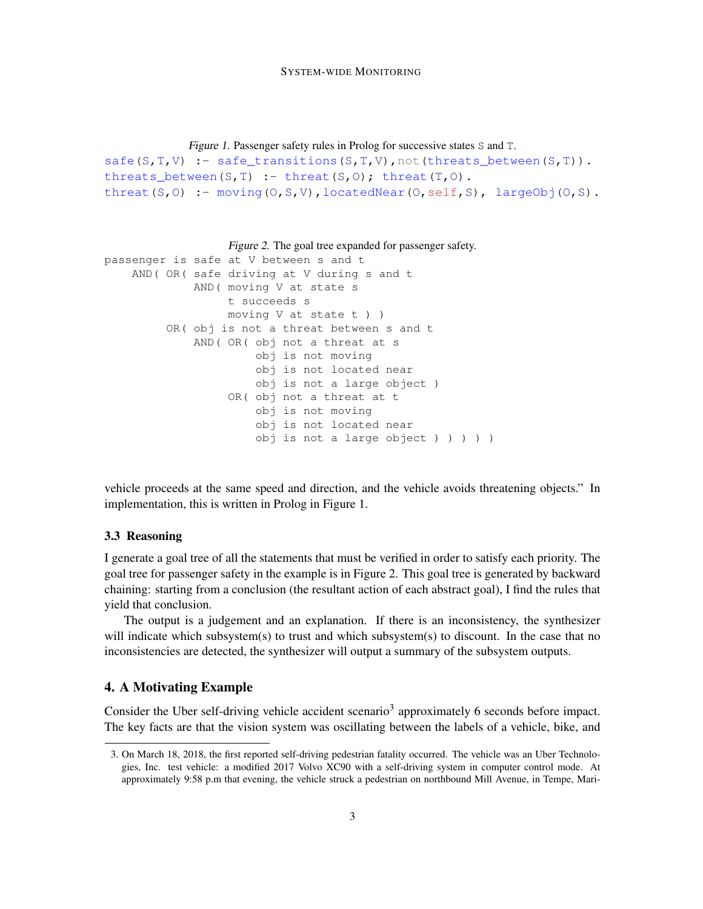*Figure 1.* Passenger safety rules in Prolog for successive states S and T.

```
safe(S,T,V) :- safe_transitions(S,T,V),not(threats_between(S,T)).
threats_between(S,T) :- threat(S,O); threat(T,O).
threat(S,O) :- moving(O,S,V),locatedNear(O,self,S), largeObj(O,S).
```

*Figure 2.* The goal tree expanded for passenger safety.

```
passenger is safe at V between s and t
    AND( OR( safe driving at V during s and t
             AND( moving V at state s
                  t succeeds s
                  moving V at state t ) )
         OR( obj is not a threat between s and t
             AND( OR( obj not a threat at s
                      obj is not moving
                      obj is not located near
                      obj is not a large object )
                  OR( obj not a threat at t
                      obj is not moving
                      obj is not located near
                      obj is not a large object ) ) ) ) )
```

vehicle proceeds at the same speed and direction, and the vehicle avoids threatening objects." In implementation, this is written in Prolog in Figure 1.

### 3.3 Reasoning

I generate a goal tree of all the statements that must be verified in order to satisfy each priority. The goal tree for passenger safety in the example is in Figure 2. This goal tree is generated by backward chaining: starting from a conclusion (the resultant action of each abstract goal), I find the rules that yield that conclusion.

The output is a judgement and an explanation. If there is an inconsistency, the synthesizer will indicate which subsystem(s) to trust and which subsystem(s) to discount. In the case that no inconsistencies are detected, the synthesizer will output a summary of the subsystem outputs.

## 4. A Motivating Example

Consider the Uber self-driving vehicle accident scenario[3] approximately 6 seconds before impact. The key facts are that the vision system was oscillating between the labels of a vehicle, bike, and

3. On March 18, 2018, the first reported self-driving pedestrian fatality occurred. The vehicle was an Uber Technologies, Inc. test vehicle: a modified 2017 Volvo XC90 with a self-driving system in computer control mode. At approximately 9:58 p.m that evening, the vehicle struck a pedestrian on northbound Mill Avenue, in Tempe, Mari-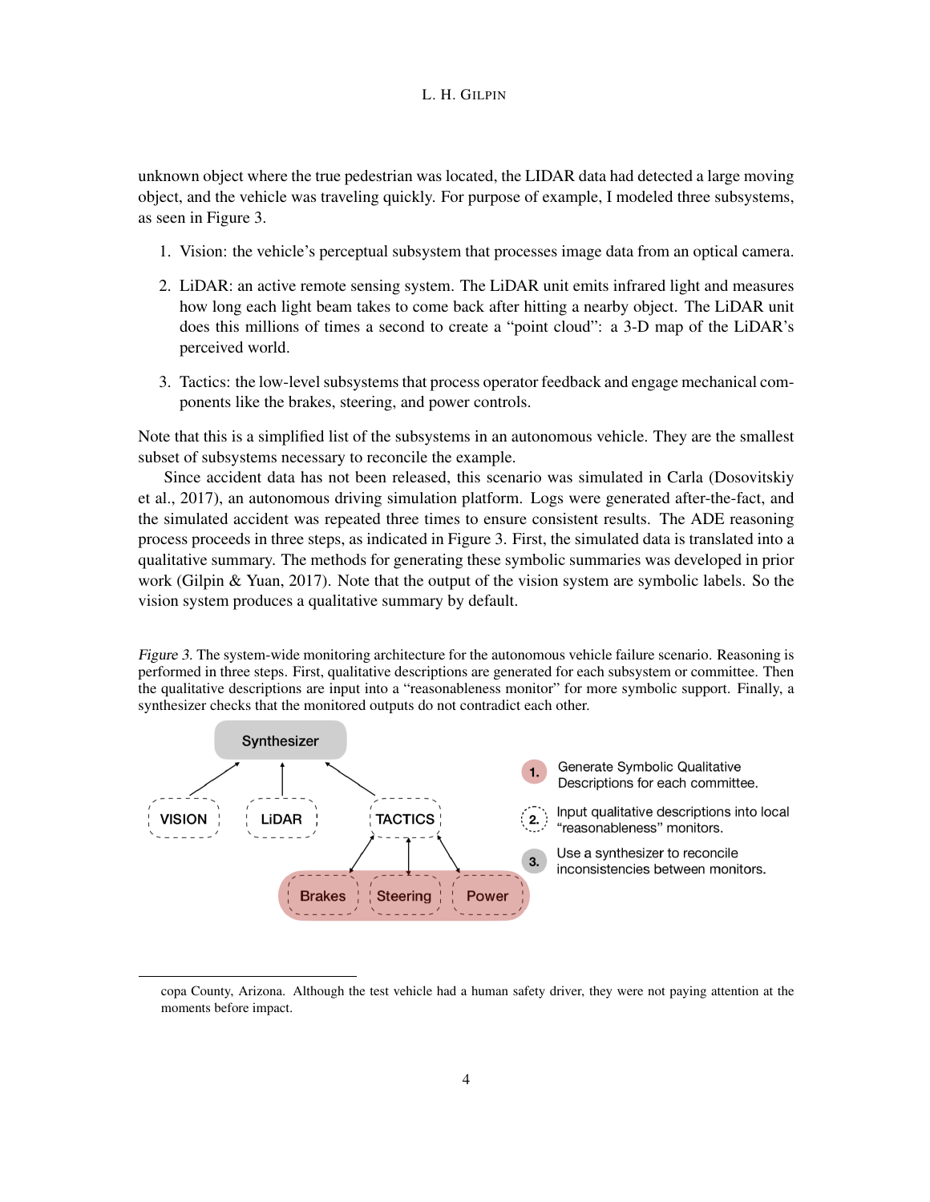unknown object where the true pedestrian was located, the LIDAR data had detected a large moving object, and the vehicle was traveling quickly. For purpose of example, I modeled three subsystems, as seen in Figure 3.

1. Vision: the vehicle's perceptual subsystem that processes image data from an optical camera.
2. LiDAR: an active remote sensing system. The LiDAR unit emits infrared light and measures how long each light beam takes to come back after hitting a nearby object. The LiDAR unit does this millions of times a second to create a "point cloud": a 3-D map of the LiDAR's perceived world.
3. Tactics: the low-level subsystems that process operator feedback and engage mechanical components like the brakes, steering, and power controls.

Note that this is a simplified list of the subsystems in an autonomous vehicle. They are the smallest subset of subsystems necessary to reconcile the example.

Since accident data has not been released, this scenario was simulated in Carla (Dosovitskiy et al., 2017), an autonomous driving simulation platform. Logs were generated after-the-fact, and the simulated accident was repeated three times to ensure consistent results. The ADE reasoning process proceeds in three steps, as indicated in Figure 3. First, the simulated data is translated into a qualitative summary. The methods for generating these symbolic summaries was developed in prior work (Gilpin & Yuan, 2017). Note that the output of the vision system are symbolic labels. So the vision system produces a qualitative summary by default.

*Figure 3.* The system-wide monitoring architecture for the autonomous vehicle failure scenario. Reasoning is performed in three steps. First, qualitative descriptions are generated for each subsystem or committee. Then the qualitative descriptions are input into a "reasonableness monitor" for more symbolic support. Finally, a synthesizer checks that the monitored outputs do not contradict each other.

Synthesizer

VISION LiDAR TACTICS

Brakes Steering Power

1. Generate Symbolic Qualitative Descriptions for each committee.
2. Input qualitative descriptions into local "reasonableness" monitors.
3. Use a synthesizer to reconcile inconsistencies between monitors.

copa County, Arizona. Although the test vehicle had a human safety driver, they were not paying attention at the moments before impact.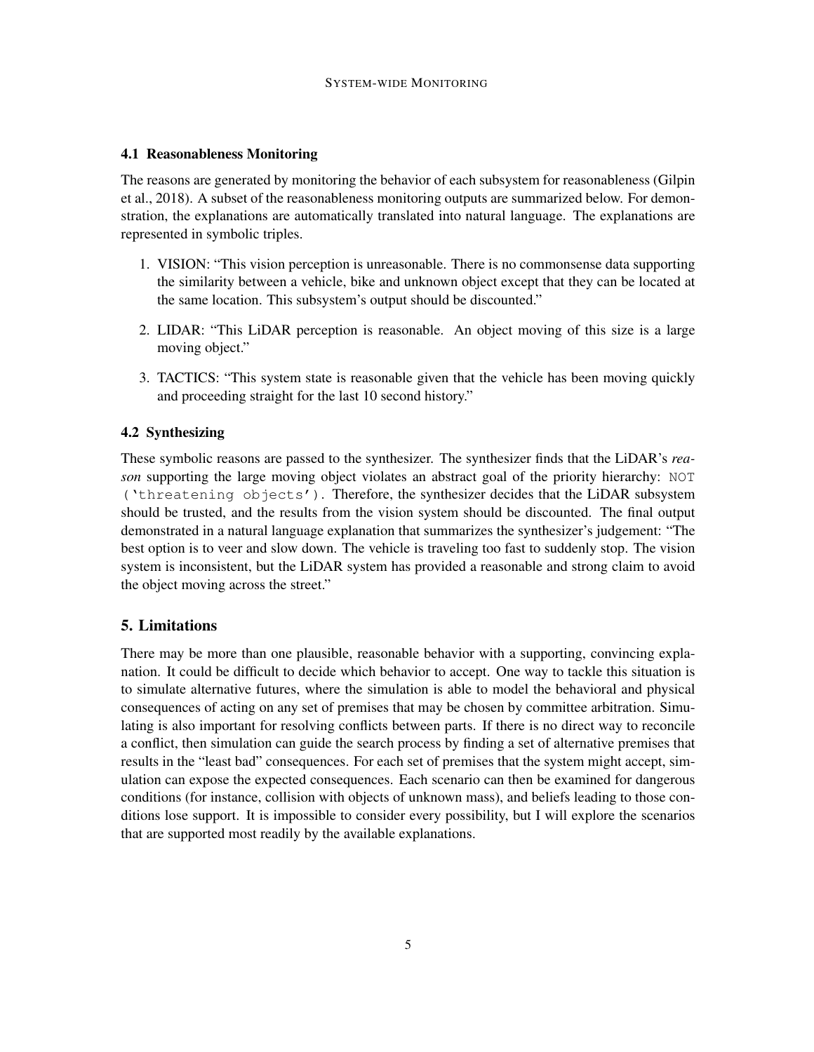### 4.1 Reasonableness Monitoring

The reasons are generated by monitoring the behavior of each subsystem for reasonableness (Gilpin et al., 2018). A subset of the reasonableness monitoring outputs are summarized below. For demonstration, the explanations are automatically translated into natural language. The explanations are represented in symbolic triples.

1. VISION: "This vision perception is unreasonable. There is no commonsense data supporting the similarity between a vehicle, bike and unknown object except that they can be located at the same location. This subsystem's output should be discounted."
2. LIDAR: "This LiDAR perception is reasonable. An object moving of this size is a large moving object."
3. TACTICS: "This system state is reasonable given that the vehicle has been moving quickly and proceeding straight for the last 10 second history."

### 4.2 Synthesizing

These symbolic reasons are passed to the synthesizer. The synthesizer finds that the LiDAR's *reason* supporting the large moving object violates an abstract goal of the priority hierarchy: `NOT ('threatening objects')`. Therefore, the synthesizer decides that the LiDAR subsystem should be trusted, and the results from the vision system should be discounted. The final output demonstrated in a natural language explanation that summarizes the synthesizer's judgement: "The best option is to veer and slow down. The vehicle is traveling too fast to suddenly stop. The vision system is inconsistent, but the LiDAR system has provided a reasonable and strong claim to avoid the object moving across the street."

## 5. Limitations

There may be more than one plausible, reasonable behavior with a supporting, convincing explanation. It could be difficult to decide which behavior to accept. One way to tackle this situation is to simulate alternative futures, where the simulation is able to model the behavioral and physical consequences of acting on any set of premises that may be chosen by committee arbitration. Simulating is also important for resolving conflicts between parts. If there is no direct way to reconcile a conflict, then simulation can guide the search process by finding a set of alternative premises that results in the "least bad" consequences. For each set of premises that the system might accept, simulation can expose the expected consequences. Each scenario can then be examined for dangerous conditions (for instance, collision with objects of unknown mass), and beliefs leading to those conditions lose support. It is impossible to consider every possibility, but I will explore the scenarios that are supported most readily by the available explanations.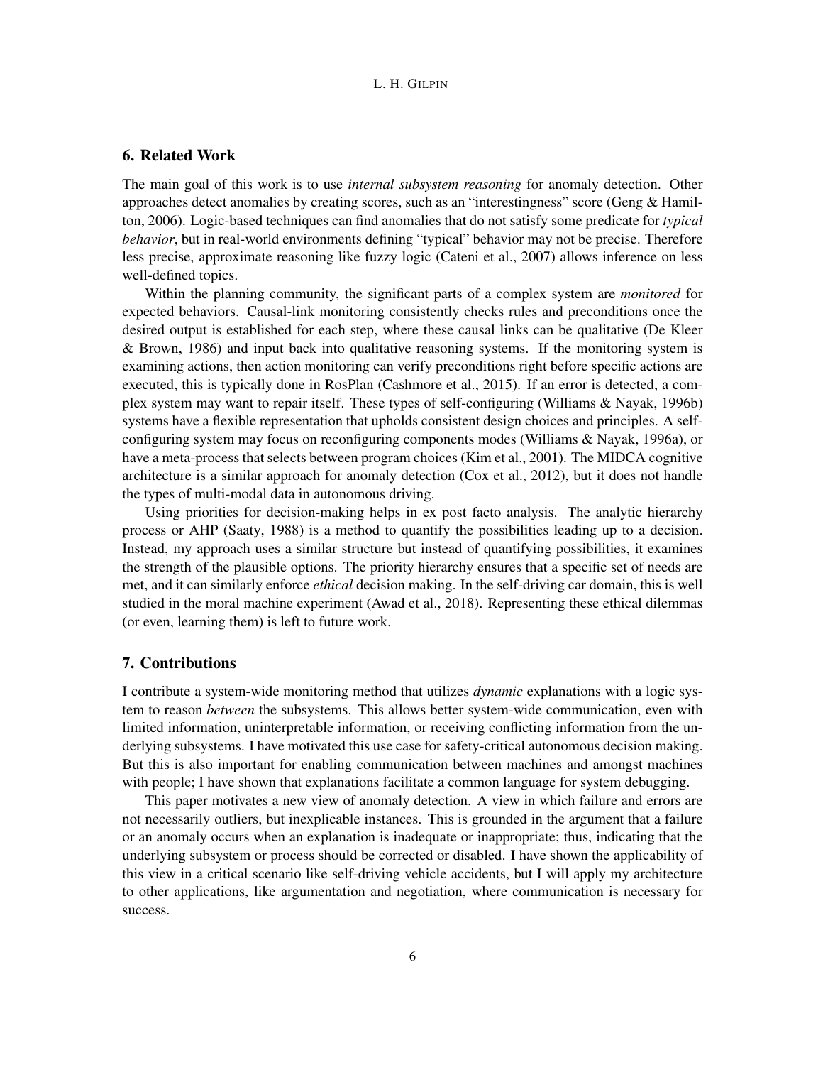## 6. Related Work

The main goal of this work is to use *internal subsystem reasoning* for anomaly detection. Other approaches detect anomalies by creating scores, such as an "interestingness" score (Geng & Hamilton, 2006). Logic-based techniques can find anomalies that do not satisfy some predicate for *typical behavior*, but in real-world environments defining "typical" behavior may not be precise. Therefore less precise, approximate reasoning like fuzzy logic (Cateni et al., 2007) allows inference on less well-defined topics.

Within the planning community, the significant parts of a complex system are *monitored* for expected behaviors. Causal-link monitoring consistently checks rules and preconditions once the desired output is established for each step, where these causal links can be qualitative (De Kleer & Brown, 1986) and input back into qualitative reasoning systems. If the monitoring system is examining actions, then action monitoring can verify preconditions right before specific actions are executed, this is typically done in RosPlan (Cashmore et al., 2015). If an error is detected, a complex system may want to repair itself. These types of self-configuring (Williams & Nayak, 1996b) systems have a flexible representation that upholds consistent design choices and principles. A self-configuring system may focus on reconfiguring components modes (Williams & Nayak, 1996a), or have a meta-process that selects between program choices (Kim et al., 2001). The MIDCA cognitive architecture is a similar approach for anomaly detection (Cox et al., 2012), but it does not handle the types of multi-modal data in autonomous driving.

Using priorities for decision-making helps in ex post facto analysis. The analytic hierarchy process or AHP (Saaty, 1988) is a method to quantify the possibilities leading up to a decision. Instead, my approach uses a similar structure but instead of quantifying possibilities, it examines the strength of the plausible options. The priority hierarchy ensures that a specific set of needs are met, and it can similarly enforce *ethical* decision making. In the self-driving car domain, this is well studied in the moral machine experiment (Awad et al., 2018). Representing these ethical dilemmas (or even, learning them) is left to future work.

## 7. Contributions

I contribute a system-wide monitoring method that utilizes *dynamic* explanations with a logic system to reason *between* the subsystems. This allows better system-wide communication, even with limited information, uninterpretable information, or receiving conflicting information from the underlying subsystems. I have motivated this use case for safety-critical autonomous decision making. But this is also important for enabling communication between machines and amongst machines with people; I have shown that explanations facilitate a common language for system debugging.

This paper motivates a new view of anomaly detection. A view in which failure and errors are not necessarily outliers, but inexplicable instances. This is grounded in the argument that a failure or an anomaly occurs when an explanation is inadequate or inappropriate; thus, indicating that the underlying subsystem or process should be corrected or disabled. I have shown the applicability of this view in a critical scenario like self-driving vehicle accidents, but I will apply my architecture to other applications, like argumentation and negotiation, where communication is necessary for success.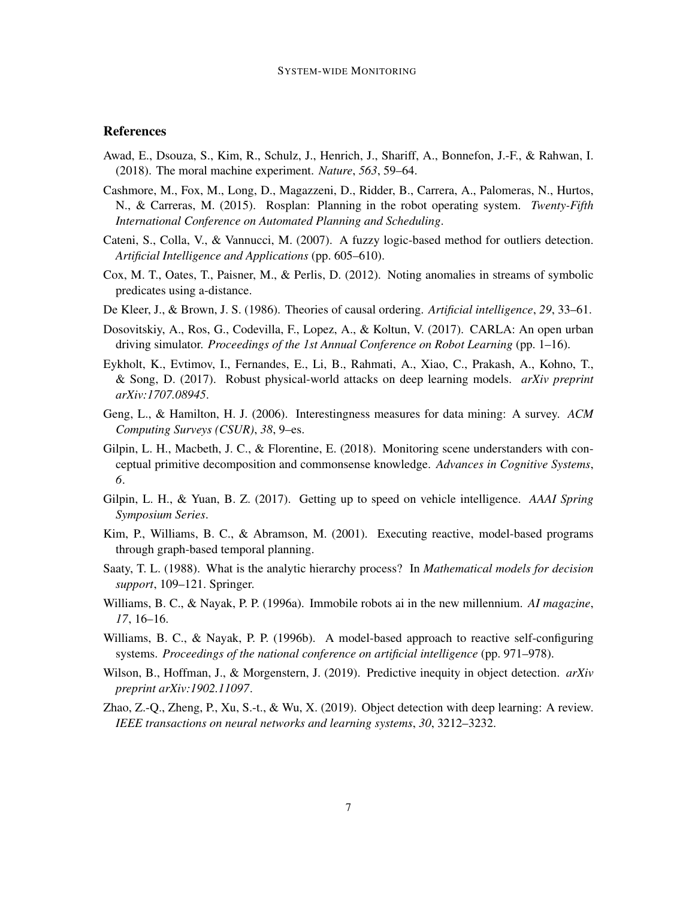## References

Awad, E., Dsouza, S., Kim, R., Schulz, J., Henrich, J., Shariff, A., Bonnefon, J.-F., & Rahwan, I. (2018). The moral machine experiment. *Nature*, *563*, 59–64.

Cashmore, M., Fox, M., Long, D., Magazzeni, D., Ridder, B., Carrera, A., Palomeras, N., Hurtos, N., & Carreras, M. (2015). Rosplan: Planning in the robot operating system. *Twenty-Fifth International Conference on Automated Planning and Scheduling*.

Cateni, S., Colla, V., & Vannucci, M. (2007). A fuzzy logic-based method for outliers detection. *Artificial Intelligence and Applications* (pp. 605–610).

Cox, M. T., Oates, T., Paisner, M., & Perlis, D. (2012). Noting anomalies in streams of symbolic predicates using a-distance.

De Kleer, J., & Brown, J. S. (1986). Theories of causal ordering. *Artificial intelligence*, *29*, 33–61.

Dosovitskiy, A., Ros, G., Codevilla, F., Lopez, A., & Koltun, V. (2017). CARLA: An open urban driving simulator. *Proceedings of the 1st Annual Conference on Robot Learning* (pp. 1–16).

Eykholt, K., Evtimov, I., Fernandes, E., Li, B., Rahmati, A., Xiao, C., Prakash, A., Kohno, T., & Song, D. (2017). Robust physical-world attacks on deep learning models. *arXiv preprint arXiv:1707.08945*.

Geng, L., & Hamilton, H. J. (2006). Interestingness measures for data mining: A survey. *ACM Computing Surveys (CSUR)*, *38*, 9–es.

Gilpin, L. H., Macbeth, J. C., & Florentine, E. (2018). Monitoring scene understanders with conceptual primitive decomposition and commonsense knowledge. *Advances in Cognitive Systems*, *6*.

Gilpin, L. H., & Yuan, B. Z. (2017). Getting up to speed on vehicle intelligence. *AAAI Spring Symposium Series*.

Kim, P., Williams, B. C., & Abramson, M. (2001). Executing reactive, model-based programs through graph-based temporal planning.

Saaty, T. L. (1988). What is the analytic hierarchy process? In *Mathematical models for decision support*, 109–121. Springer.

Williams, B. C., & Nayak, P. P. (1996a). Immobile robots ai in the new millennium. *AI magazine*, *17*, 16–16.

Williams, B. C., & Nayak, P. P. (1996b). A model-based approach to reactive self-configuring systems. *Proceedings of the national conference on artificial intelligence* (pp. 971–978).

Wilson, B., Hoffman, J., & Morgenstern, J. (2019). Predictive inequity in object detection. *arXiv preprint arXiv:1902.11097*.

Zhao, Z.-Q., Zheng, P., Xu, S.-t., & Wu, X. (2019). Object detection with deep learning: A review. *IEEE transactions on neural networks and learning systems*, *30*, 3212–3232.